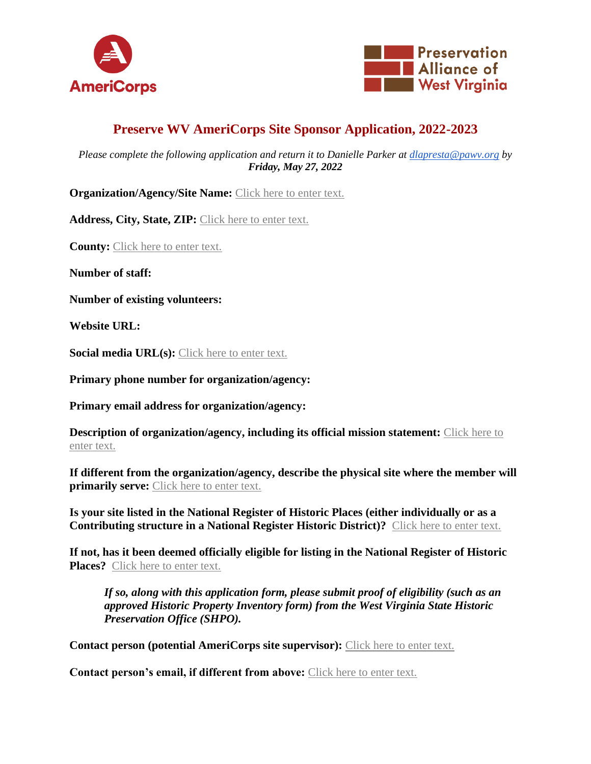# Preserve WV AmeriCorps Site Sponsor Application, 2022-2023

*Please complete the following application and return it to Danielle Parker at [dlapresta@pawv.org](mailto:dlapresta@pawv.org) by* ***Friday, May 27, 2022***

**Organization/Agency/Site Name:** Click here to enter text.

**Address, City, State, ZIP:** Click here to enter text.

**County:** Click here to enter text.

**Number of staff:**

**Number of existing volunteers:**

**Website URL:**

**Social media URL(s):** Click here to enter text.

**Primary phone number for organization/agency:**

**Primary email address for organization/agency:**

**Description of organization/agency, including its official mission statement:** Click here to enter text.

**If different from the organization/agency, describe the physical site where the member will primarily serve:** Click here to enter text.

**Is your site listed in the National Register of Historic Places (either individually or as a Contributing structure in a National Register Historic District)?** Click here to enter text.

**If not, has it been deemed officially eligible for listing in the National Register of Historic Places?** Click here to enter text.

> ***If so, along with this application form, please submit proof of eligibility (such as an approved Historic Property Inventory form) from the West Virginia State Historic Preservation Office (SHPO).***

**Contact person (potential AmeriCorps site supervisor):** Click here to enter text.

**Contact person's email, if different from above:** Click here to enter text.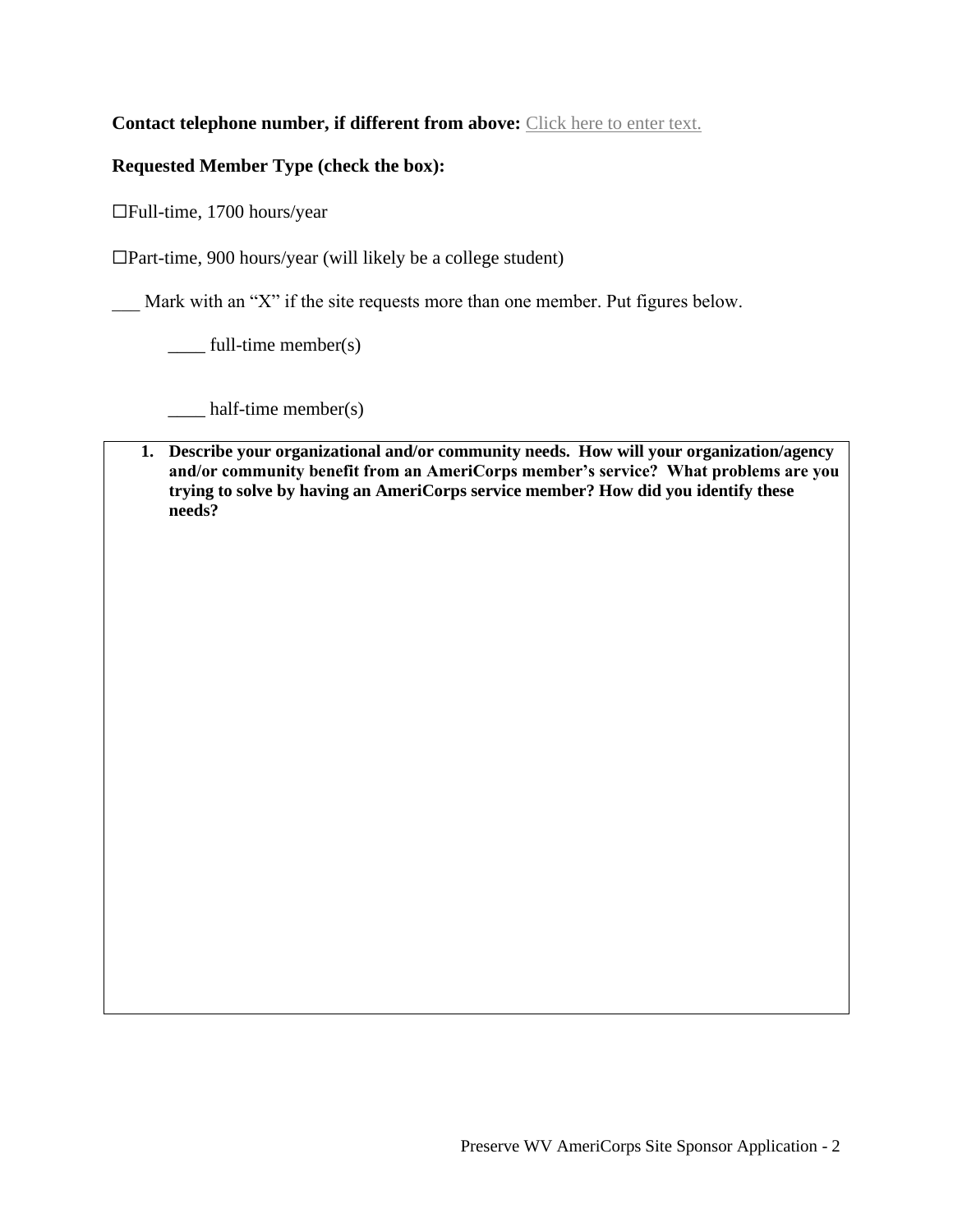**Contact telephone number, if different from above:** Click here to enter text.

**Requested Member Type (check the box):**

☐Full-time, 1700 hours/year

☐Part-time, 900 hours/year (will likely be a college student)

___ Mark with an "X" if the site requests more than one member. Put figures below.

____ full-time member(s)

____ half-time member(s)

1. **Describe your organizational and/or community needs. How will your organization/agency and/or community benefit from an AmeriCorps member's service? What problems are you trying to solve by having an AmeriCorps service member? How did you identify these needs?**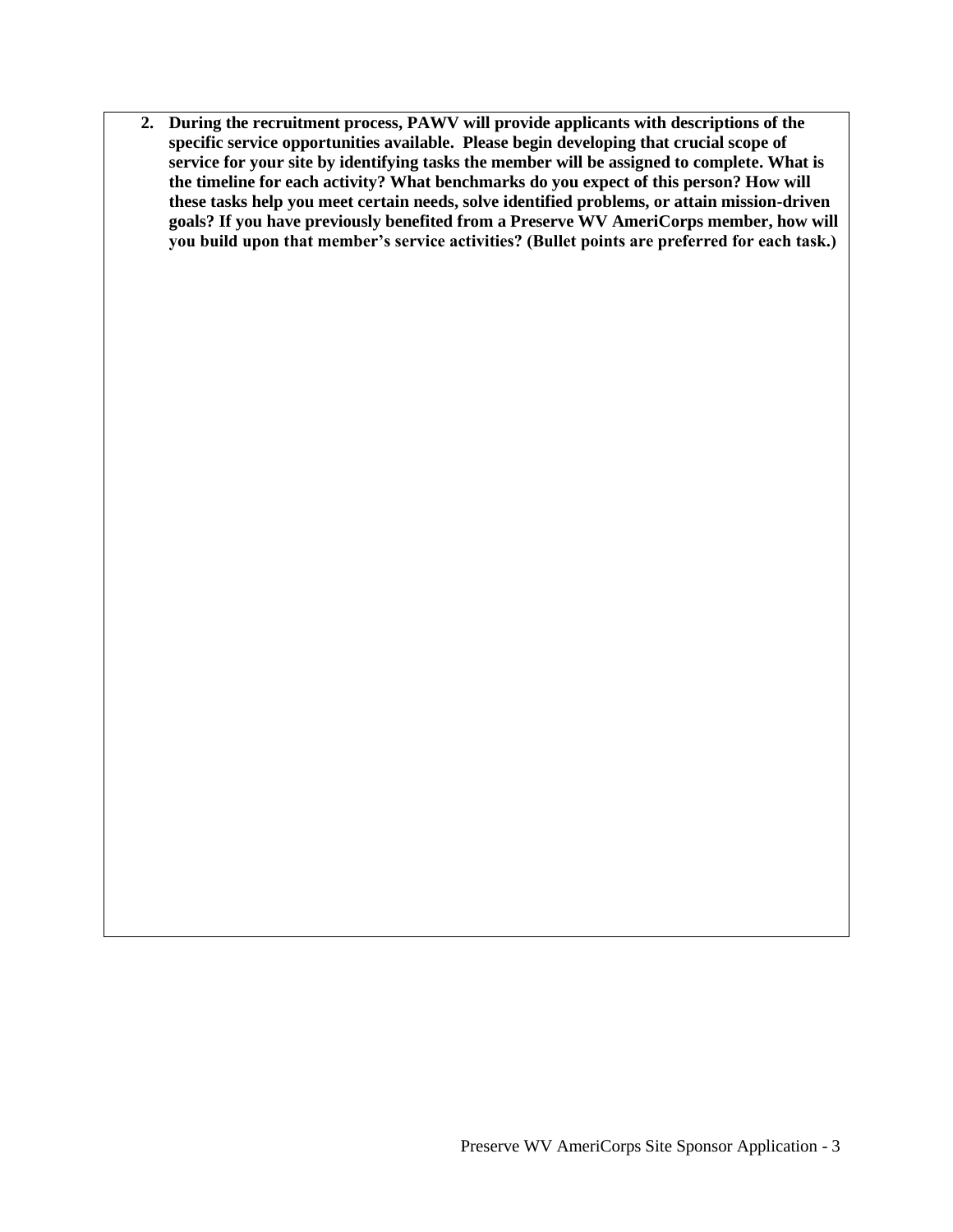2. **During the recruitment process, PAWV will provide applicants with descriptions of the specific service opportunities available. Please begin developing that crucial scope of service for your site by identifying tasks the member will be assigned to complete. What is the timeline for each activity? What benchmarks do you expect of this person? How will these tasks help you meet certain needs, solve identified problems, or attain mission-driven goals? If you have previously benefited from a Preserve WV AmeriCorps member, how will you build upon that member's service activities? (Bullet points are preferred for each task.)**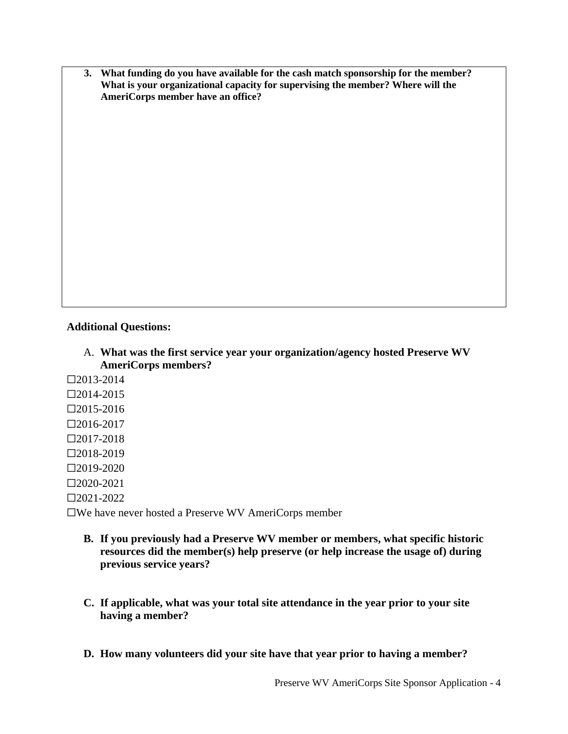**3. What funding do you have available for the cash match sponsorship for the member? What is your organizational capacity for supervising the member? Where will the AmeriCorps member have an office?**

**Additional Questions:**

A. **What was the first service year your organization/agency hosted Preserve WV AmeriCorps members?**

☐2013-2014

☐2014-2015

☐2015-2016

☐2016-2017

☐2017-2018

☐2018-2019

☐2019-2020

☐2020-2021

☐2021-2022

☐We have never hosted a Preserve WV AmeriCorps member

**B. If you previously had a Preserve WV member or members, what specific historic resources did the member(s) help preserve (or help increase the usage of) during previous service years?**

**C. If applicable, what was your total site attendance in the year prior to your site having a member?**

**D. How many volunteers did your site have that year prior to having a member?**